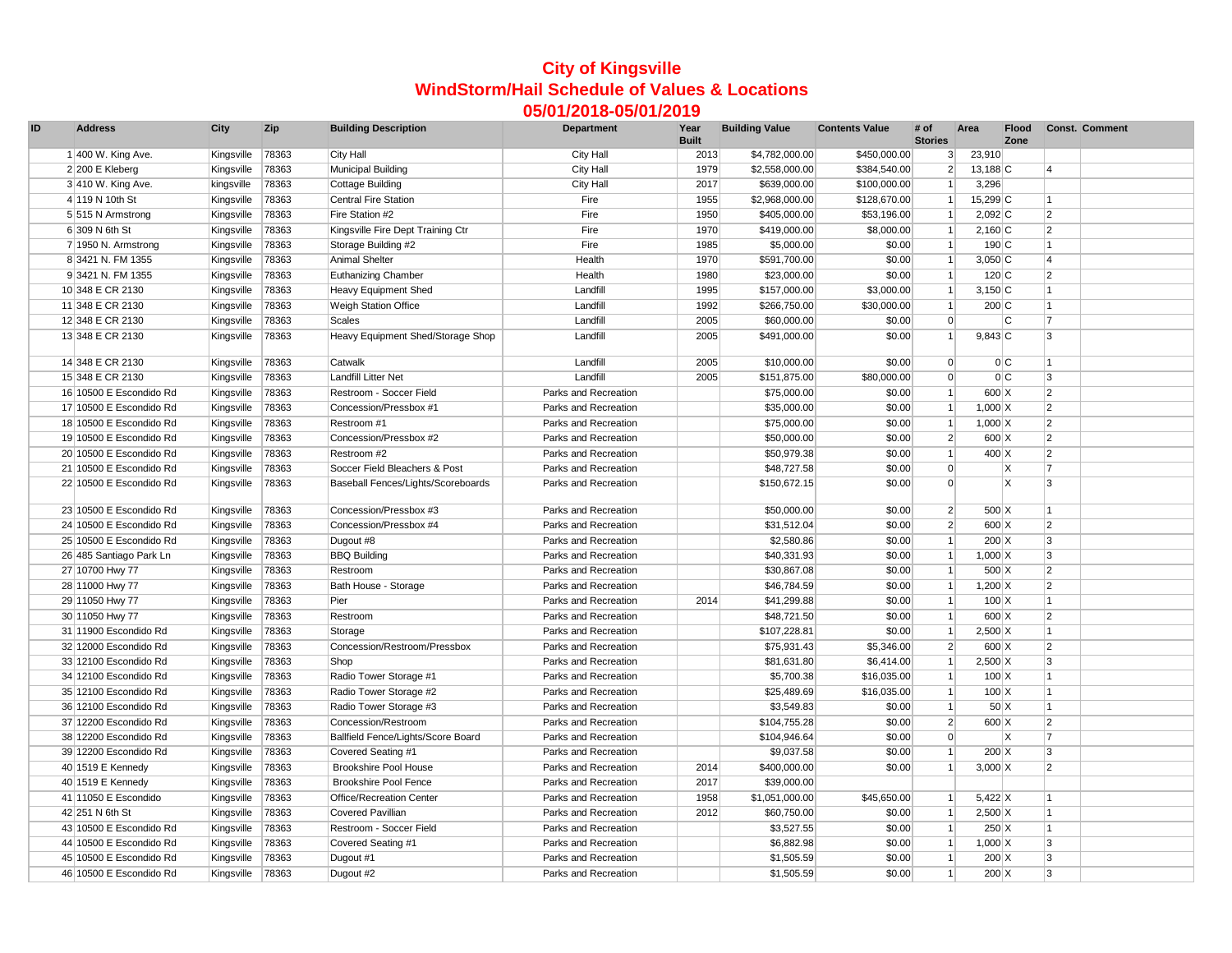# City of Kingsville

## WindStorm/Hail Schedule of Values & Locations

### 05/01/2018-05/01/2019

| ID | Address | City | Zip | Building Description | Department | Year Built | Building Value | Contents Value | # of Stories | Area | Flood Zone | Const. | Comment |
|---|---|---|---|---|---|---|---|---|---|---|---|---|---|
| 1 | 400 W. King Ave. | Kingsville | 78363 | City Hall | City Hall | 2013 | $4,782,000.00 | $450,000.00 | 3 | 23,910 | | | |
| 2 | 200 E Kleberg | Kingsville | 78363 | Municipal Building | City Hall | 1979 | $2,558,000.00 | $384,540.00 | 2 | 13,188 | C | 4 | |
| 3 | 410 W. King Ave. | kingsville | 78363 | Cottage Building | City Hall | 2017 | $639,000.00 | $100,000.00 | 1 | 3,296 | | | |
| 4 | 119 N 10th St | Kingsville | 78363 | Central Fire Station | Fire | 1955 | $2,968,000.00 | $128,670.00 | 1 | 15,299 | C | 1 | |
| 5 | 515 N Armstrong | Kingsville | 78363 | Fire Station #2 | Fire | 1950 | $405,000.00 | $53,196.00 | 1 | 2,092 | C | 2 | |
| 6 | 309 N 6th St | Kingsville | 78363 | Kingsville Fire Dept Training Ctr | Fire | 1970 | $419,000.00 | $8,000.00 | 1 | 2,160 | C | 2 | |
| 7 | 1950 N. Armstrong | Kingsville | 78363 | Storage Building #2 | Fire | 1985 | $5,000.00 | $0.00 | 1 | 190 | C | 1 | |
| 8 | 3421 N. FM 1355 | Kingsville | 78363 | Animal Shelter | Health | 1970 | $591,700.00 | $0.00 | 1 | 3,050 | C | 4 | |
| 9 | 3421 N. FM 1355 | Kingsville | 78363 | Euthanizing Chamber | Health | 1980 | $23,000.00 | $0.00 | 1 | 120 | C | 2 | |
| 10 | 348 E CR 2130 | Kingsville | 78363 | Heavy Equipment Shed | Landfill | 1995 | $157,000.00 | $3,000.00 | 1 | 3,150 | C | 1 | |
| 11 | 348 E CR 2130 | Kingsville | 78363 | Weigh Station Office | Landfill | 1992 | $266,750.00 | $30,000.00 | 1 | 200 | C | 1 | |
| 12 | 348 E CR 2130 | Kingsville | 78363 | Scales | Landfill | 2005 | $60,000.00 | $0.00 | 0 | | C | 7 | |
| 13 | 348 E CR 2130 | Kingsville | 78363 | Heavy Equipment Shed/Storage Shop | Landfill | 2005 | $491,000.00 | $0.00 | 1 | 9,843 | C | 3 | |
| 14 | 348 E CR 2130 | Kingsville | 78363 | Catwalk | Landfill | 2005 | $10,000.00 | $0.00 | 0 | 0 | C | 1 | |
| 15 | 348 E CR 2130 | Kingsville | 78363 | Landfill Litter Net | Landfill | 2005 | $151,875.00 | $80,000.00 | 0 | 0 | C | 3 | |
| 16 | 10500 E Escondido Rd | Kingsville | 78363 | Restroom - Soccer Field | Parks and Recreation | | $75,000.00 | $0.00 | 1 | 600 | X | 2 | |
| 17 | 10500 E Escondido Rd | Kingsville | 78363 | Concession/Pressbox #1 | Parks and Recreation | | $35,000.00 | $0.00 | 1 | 1,000 | X | 2 | |
| 18 | 10500 E Escondido Rd | Kingsville | 78363 | Restroom #1 | Parks and Recreation | | $75,000.00 | $0.00 | 1 | 1,000 | X | 2 | |
| 19 | 10500 E Escondido Rd | Kingsville | 78363 | Concession/Pressbox #2 | Parks and Recreation | | $50,000.00 | $0.00 | 2 | 600 | X | 2 | |
| 20 | 10500 E Escondido Rd | Kingsville | 78363 | Restroom #2 | Parks and Recreation | | $50,979.38 | $0.00 | 1 | 400 | X | 2 | |
| 21 | 10500 E Escondido Rd | Kingsville | 78363 | Soccer Field Bleachers & Post | Parks and Recreation | | $48,727.58 | $0.00 | 0 | | X | 7 | |
| 22 | 10500 E Escondido Rd | Kingsville | 78363 | Baseball Fences/Lights/Scoreboards | Parks and Recreation | | $150,672.15 | $0.00 | 0 | | X | 3 | |
| 23 | 10500 E Escondido Rd | Kingsville | 78363 | Concession/Pressbox #3 | Parks and Recreation | | $50,000.00 | $0.00 | 2 | 500 | X | 1 | |
| 24 | 10500 E Escondido Rd | Kingsville | 78363 | Concession/Pressbox #4 | Parks and Recreation | | $31,512.04 | $0.00 | 2 | 600 | X | 2 | |
| 25 | 10500 E Escondido Rd | Kingsville | 78363 | Dugout #8 | Parks and Recreation | | $2,580.86 | $0.00 | 1 | 200 | X | 3 | |
| 26 | 485 Santiago Park Ln | Kingsville | 78363 | BBQ Building | Parks and Recreation | | $40,331.93 | $0.00 | 1 | 1,000 | X | 3 | |
| 27 | 10700 Hwy 77 | Kingsville | 78363 | Restroom | Parks and Recreation | | $30,867.08 | $0.00 | 1 | 500 | X | 2 | |
| 28 | 11000 Hwy 77 | Kingsville | 78363 | Bath House - Storage | Parks and Recreation | | $46,784.59 | $0.00 | 1 | 1,200 | X | 2 | |
| 29 | 11050 Hwy 77 | Kingsville | 78363 | Pier | Parks and Recreation | 2014 | $41,299.88 | $0.00 | 1 | 100 | X | 1 | |
| 30 | 11050 Hwy 77 | Kingsville | 78363 | Restroom | Parks and Recreation | | $48,721.50 | $0.00 | 1 | 600 | X | 2 | |
| 31 | 11900 Escondido Rd | Kingsville | 78363 | Storage | Parks and Recreation | | $107,228.81 | $0.00 | 1 | 2,500 | X | 1 | |
| 32 | 12000 Escondido Rd | Kingsville | 78363 | Concession/Restroom/Pressbox | Parks and Recreation | | $75,931.43 | $5,346.00 | 2 | 600 | X | 2 | |
| 33 | 12100 Escondido Rd | Kingsville | 78363 | Shop | Parks and Recreation | | $81,631.80 | $6,414.00 | 1 | 2,500 | X | 3 | |
| 34 | 12100 Escondido Rd | Kingsville | 78363 | Radio Tower Storage #1 | Parks and Recreation | | $5,700.38 | $16,035.00 | 1 | 100 | X | 1 | |
| 35 | 12100 Escondido Rd | Kingsville | 78363 | Radio Tower Storage #2 | Parks and Recreation | | $25,489.69 | $16,035.00 | 1 | 100 | X | 1 | |
| 36 | 12100 Escondido Rd | Kingsville | 78363 | Radio Tower Storage #3 | Parks and Recreation | | $3,549.83 | $0.00 | 1 | 50 | X | 1 | |
| 37 | 12200 Escondido Rd | Kingsville | 78363 | Concession/Restroom | Parks and Recreation | | $104,755.28 | $0.00 | 2 | 600 | X | 2 | |
| 38 | 12200 Escondido Rd | Kingsville | 78363 | Ballfield Fence/Lights/Score Board | Parks and Recreation | | $104,946.64 | $0.00 | 0 | | X | 7 | |
| 39 | 12200 Escondido Rd | Kingsville | 78363 | Covered Seating #1 | Parks and Recreation | | $9,037.58 | $0.00 | 1 | 200 | X | 3 | |
| 40 | 1519 E Kennedy | Kingsville | 78363 | Brookshire Pool House | Parks and Recreation | 2014 | $400,000.00 | $0.00 | 1 | 3,000 | X | 2 | |
| 40 | 1519 E Kennedy | Kingsville | 78363 | Brookshire Pool Fence | Parks and Recreation | 2017 | $39,000.00 | | | | | | |
| 41 | 11050 E Escondido | Kingsville | 78363 | Office/Recreation Center | Parks and Recreation | 1958 | $1,051,000.00 | $45,650.00 | 1 | 5,422 | X | 1 | |
| 42 | 251 N 6th St | Kingsville | 78363 | Covered Pavillian | Parks and Recreation | 2012 | $60,750.00 | $0.00 | 1 | 2,500 | X | 1 | |
| 43 | 10500 E Escondido Rd | Kingsville | 78363 | Restroom - Soccer Field | Parks and Recreation | | $3,527.55 | $0.00 | 1 | 250 | X | 1 | |
| 44 | 10500 E Escondido Rd | Kingsville | 78363 | Covered Seating #1 | Parks and Recreation | | $6,882.98 | $0.00 | 1 | 1,000 | X | 3 | |
| 45 | 10500 E Escondido Rd | Kingsville | 78363 | Dugout #1 | Parks and Recreation | | $1,505.59 | $0.00 | 1 | 200 | X | 3 | |
| 46 | 10500 E Escondido Rd | Kingsville | 78363 | Dugout #2 | Parks and Recreation | | $1,505.59 | $0.00 | 1 | 200 | X | 3 | |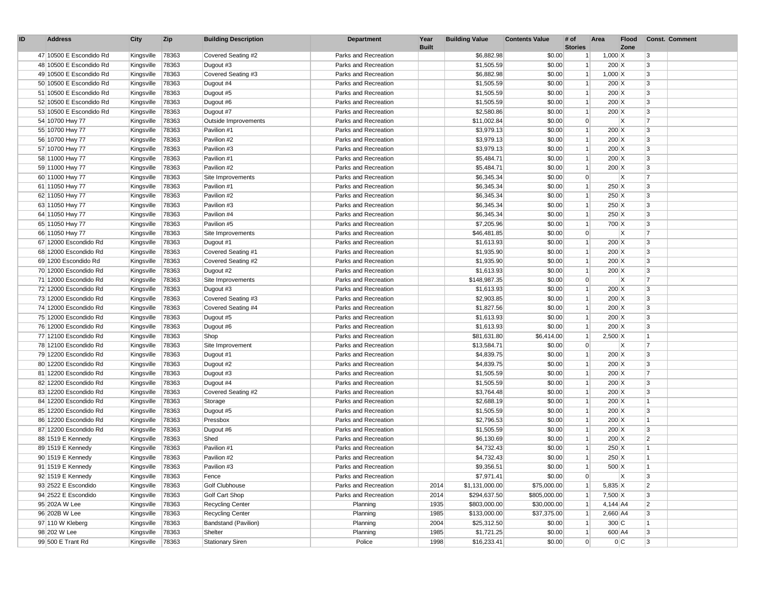| ID | Address | City | Zip | Building Description | Department | Year Built | Building Value | Contents Value | # of Stories | Area | Flood Zone | Const. | Comment |
|---|---|---|---|---|---|---|---|---|---|---|---|---|---|
| 47 | 10500 E Escondido Rd | Kingsville | 78363 | Covered Seating #2 | Parks and Recreation | | $6,882.98 | $0.00 | 1 | 1,000 | X | 3 | |
| 48 | 10500 E Escondido Rd | Kingsville | 78363 | Dugout #3 | Parks and Recreation | | $1,505.59 | $0.00 | 1 | 200 | X | 3 | |
| 49 | 10500 E Escondido Rd | Kingsville | 78363 | Covered Seating #3 | Parks and Recreation | | $6,882.98 | $0.00 | 1 | 1,000 | X | 3 | |
| 50 | 10500 E Escondido Rd | Kingsville | 78363 | Dugout #4 | Parks and Recreation | | $1,505.59 | $0.00 | 1 | 200 | X | 3 | |
| 51 | 10500 E Escondido Rd | Kingsville | 78363 | Dugout #5 | Parks and Recreation | | $1,505.59 | $0.00 | 1 | 200 | X | 3 | |
| 52 | 10500 E Escondido Rd | Kingsville | 78363 | Dugout #6 | Parks and Recreation | | $1,505.59 | $0.00 | 1 | 200 | X | 3 | |
| 53 | 10500 E Escondido Rd | Kingsville | 78363 | Dugout #7 | Parks and Recreation | | $2,580.86 | $0.00 | 1 | 200 | X | 3 | |
| 54 | 10700 Hwy 77 | Kingsville | 78363 | Outside Improvements | Parks and Recreation | | $11,002.84 | $0.00 | 0 | | X | 7 | |
| 55 | 10700 Hwy 77 | Kingsville | 78363 | Pavilion #1 | Parks and Recreation | | $3,979.13 | $0.00 | 1 | 200 | X | 3 | |
| 56 | 10700 Hwy 77 | Kingsville | 78363 | Pavilion #2 | Parks and Recreation | | $3,979.13 | $0.00 | 1 | 200 | X | 3 | |
| 57 | 10700 Hwy 77 | Kingsville | 78363 | Pavilion #3 | Parks and Recreation | | $3,979.13 | $0.00 | 1 | 200 | X | 3 | |
| 58 | 11000 Hwy 77 | Kingsville | 78363 | Pavilion #1 | Parks and Recreation | | $5,484.71 | $0.00 | 1 | 200 | X | 3 | |
| 59 | 11000 Hwy 77 | Kingsville | 78363 | Pavilion #2 | Parks and Recreation | | $5,484.71 | $0.00 | 1 | 200 | X | 3 | |
| 60 | 11000 Hwy 77 | Kingsville | 78363 | Site Improvements | Parks and Recreation | | $6,345.34 | $0.00 | 0 | | X | 7 | |
| 61 | 11050 Hwy 77 | Kingsville | 78363 | Pavilion #1 | Parks and Recreation | | $6,345.34 | $0.00 | 1 | 250 | X | 3 | |
| 62 | 11050 Hwy 77 | Kingsville | 78363 | Pavilion #2 | Parks and Recreation | | $6,345.34 | $0.00 | 1 | 250 | X | 3 | |
| 63 | 11050 Hwy 77 | Kingsville | 78363 | Pavilion #3 | Parks and Recreation | | $6,345.34 | $0.00 | 1 | 250 | X | 3 | |
| 64 | 11050 Hwy 77 | Kingsville | 78363 | Pavilion #4 | Parks and Recreation | | $6,345.34 | $0.00 | 1 | 250 | X | 3 | |
| 65 | 11050 Hwy 77 | Kingsville | 78363 | Pavilion #5 | Parks and Recreation | | $7,205.96 | $0.00 | 1 | 700 | X | 3 | |
| 66 | 11050 Hwy 77 | Kingsville | 78363 | Site Improvements | Parks and Recreation | | $46,481.85 | $0.00 | 0 | | X | 7 | |
| 67 | 12000 Escondido Rd | Kingsville | 78363 | Dugout #1 | Parks and Recreation | | $1,613.93 | $0.00 | 1 | 200 | X | 3 | |
| 68 | 12000 Escondido Rd | Kingsville | 78363 | Covered Seating #1 | Parks and Recreation | | $1,935.90 | $0.00 | 1 | 200 | X | 3 | |
| 69 | 1200 Escondido Rd | Kingsville | 78363 | Covered Seating #2 | Parks and Recreation | | $1,935.90 | $0.00 | 1 | 200 | X | 3 | |
| 70 | 12000 Escondido Rd | Kingsville | 78363 | Dugout #2 | Parks and Recreation | | $1,613.93 | $0.00 | 1 | 200 | X | 3 | |
| 71 | 12000 Escondido Rd | Kingsville | 78363 | Site Improvements | Parks and Recreation | | $148,987.35 | $0.00 | 0 | | X | 7 | |
| 72 | 12000 Escondido Rd | Kingsville | 78363 | Dugout #3 | Parks and Recreation | | $1,613.93 | $0.00 | 1 | 200 | X | 3 | |
| 73 | 12000 Escondido Rd | Kingsville | 78363 | Covered Seating #3 | Parks and Recreation | | $2,903.85 | $0.00 | 1 | 200 | X | 3 | |
| 74 | 12000 Escondido Rd | Kingsville | 78363 | Covered Seating #4 | Parks and Recreation | | $1,827.56 | $0.00 | 1 | 200 | X | 3 | |
| 75 | 12000 Escondido Rd | Kingsville | 78363 | Dugout #5 | Parks and Recreation | | $1,613.93 | $0.00 | 1 | 200 | X | 3 | |
| 76 | 12000 Escondido Rd | Kingsville | 78363 | Dugout #6 | Parks and Recreation | | $1,613.93 | $0.00 | 1 | 200 | X | 3 | |
| 77 | 12100 Escondido Rd | Kingsville | 78363 | Shop | Parks and Recreation | | $81,631.80 | $6,414.00 | 1 | 2,500 | X | 1 | |
| 78 | 12100 Escondido Rd | Kingsville | 78363 | Site Improvement | Parks and Recreation | | $13,584.71 | $0.00 | 0 | | X | 7 | |
| 79 | 12200 Escondido Rd | Kingsville | 78363 | Dugout #1 | Parks and Recreation | | $4,839.75 | $0.00 | 1 | 200 | X | 3 | |
| 80 | 12200 Escondido Rd | Kingsville | 78363 | Dugout #2 | Parks and Recreation | | $4,839.75 | $0.00 | 1 | 200 | X | 3 | |
| 81 | 12200 Escondido Rd | Kingsville | 78363 | Dugout #3 | Parks and Recreation | | $1,505.59 | $0.00 | 1 | 200 | X | 7 | |
| 82 | 12200 Escondido Rd | Kingsville | 78363 | Dugout #4 | Parks and Recreation | | $1,505.59 | $0.00 | 1 | 200 | X | 3 | |
| 83 | 12200 Escondido Rd | Kingsville | 78363 | Covered Seating #2 | Parks and Recreation | | $3,764.48 | $0.00 | 1 | 200 | X | 3 | |
| 84 | 12200 Escondido Rd | Kingsville | 78363 | Storage | Parks and Recreation | | $2,688.19 | $0.00 | 1 | 200 | X | 1 | |
| 85 | 12200 Escondido Rd | Kingsville | 78363 | Dugout #5 | Parks and Recreation | | $1,505.59 | $0.00 | 1 | 200 | X | 3 | |
| 86 | 12200 Escondido Rd | Kingsville | 78363 | Pressbox | Parks and Recreation | | $2,796.53 | $0.00 | 1 | 200 | X | 1 | |
| 87 | 12200 Escondido Rd | Kingsville | 78363 | Dugout #6 | Parks and Recreation | | $1,505.59 | $0.00 | 1 | 200 | X | 3 | |
| 88 | 1519 E Kennedy | Kingsville | 78363 | Shed | Parks and Recreation | | $6,130.69 | $0.00 | 1 | 200 | X | 2 | |
| 89 | 1519 E Kennedy | Kingsville | 78363 | Pavilion #1 | Parks and Recreation | | $4,732.43 | $0.00 | 1 | 250 | X | 1 | |
| 90 | 1519 E Kennedy | Kingsville | 78363 | Pavilion #2 | Parks and Recreation | | $4,732.43 | $0.00 | 1 | 250 | X | 1 | |
| 91 | 1519 E Kennedy | Kingsville | 78363 | Pavilion #3 | Parks and Recreation | | $9,356.51 | $0.00 | 1 | 500 | X | 1 | |
| 92 | 1519 E Kennedy | Kingsville | 78363 | Fence | Parks and Recreation | | $7,971.41 | $0.00 | 0 | | X | 3 | |
| 93 | 2522 E Escondido | Kingsville | 78363 | Golf Clubhouse | Parks and Recreation | 2014 | $1,131,000.00 | $75,000.00 | 1 | 5,835 | X | 2 | |
| 94 | 2522 E Escondido | Kingsville | 78363 | Golf Cart Shop | Parks and Recreation | 2014 | $294,637.50 | $805,000.00 | 1 | 7,500 | X | 3 | |
| 95 | 202A W Lee | Kingsville | 78363 | Recycling Center | Planning | 1935 | $803,000.00 | $30,000.00 | 1 | 4,144 | A4 | 2 | |
| 96 | 202B W Lee | Kingsville | 78363 | Recycling Center | Planning | 1985 | $133,000.00 | $37,375.00 | 1 | 2,660 | A4 | 3 | |
| 97 | 110 W Kleberg | Kingsville | 78363 | Bandstand (Pavilion) | Planning | 2004 | $25,312.50 | $0.00 | 1 | 300 | C | 1 | |
| 98 | 202 W Lee | Kingsville | 78363 | Shelter | Planning | 1985 | $1,721.25 | $0.00 | 1 | 600 | A4 | 3 | |
| 99 | 500 E Trant Rd | Kingsville | 78363 | Stationary Siren | Police | 1998 | $16,233.41 | $0.00 | 0 | 0 | C | 3 | |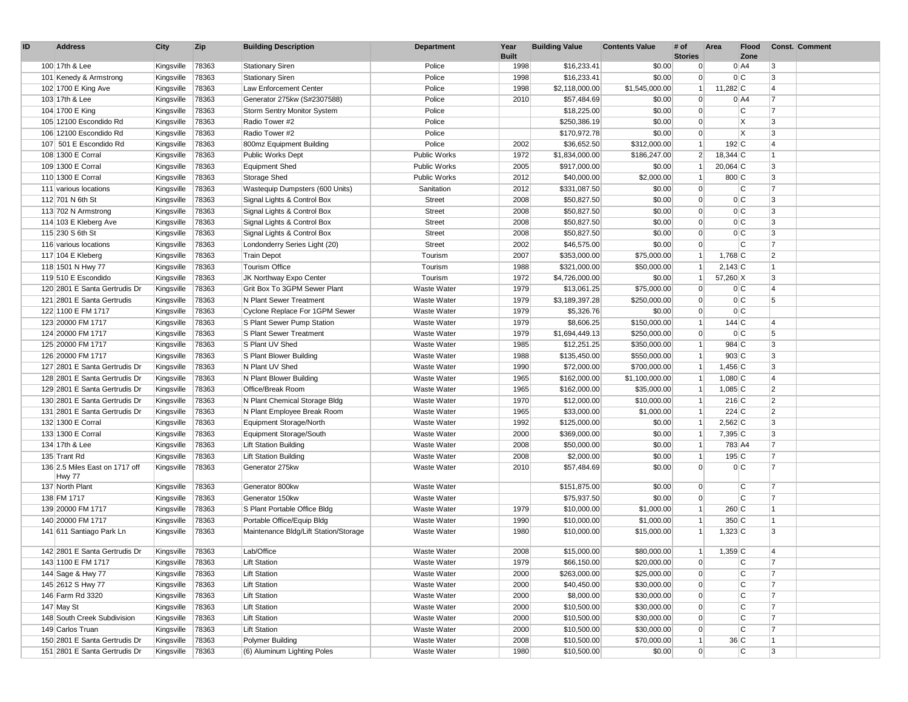| ID | Address | City | Zip | Building Description | Department | Year Built | Building Value | Contents Value | # of Stories | Area | Flood Zone | Const. | Comment |
|---|---|---|---|---|---|---|---|---|---|---|---|---|---|
| 100 | 17th & Lee | Kingsville | 78363 | Stationary Siren | Police | 1998 | $16,233.41 | $0.00 | 0 | 0 | A4 | 3 | |
| 101 | Kenedy & Armstrong | Kingsville | 78363 | Stationary Siren | Police | 1998 | $16,233.41 | $0.00 | 0 | 0 | C | 3 | |
| 102 | 1700 E King Ave | Kingsville | 78363 | Law Enforcement Center | Police | 1998 | $2,118,000.00 | $1,545,000.00 | 1 | 11,282 | C | 4 | |
| 103 | 17th & Lee | Kingsville | 78363 | Generator 275kw (S#2307588) | Police | 2010 | $57,484.69 | $0.00 | 0 | 0 | A4 | 7 | |
| 104 | 1700 E King | Kingsville | 78363 | Storm Sentry Monitor System | Police | | $18,225.00 | $0.00 | 0 | | C | 7 | |
| 105 | 12100 Escondido Rd | Kingsville | 78363 | Radio Tower #2 | Police | | $250,386.19 | $0.00 | 0 | | X | 3 | |
| 106 | 12100 Escondido Rd | Kingsville | 78363 | Radio Tower #2 | Police | | $170,972.78 | $0.00 | 0 | | X | 3 | |
| 107 | 501 E Escondido Rd | Kingsville | 78363 | 800mz Equipment Building | Police | 2002 | $36,652.50 | $312,000.00 | 1 | 192 | C | 4 | |
| 108 | 1300 E Corral | Kingsville | 78363 | Public Works Dept | Public Works | 1972 | $1,834,000.00 | $186,247.00 | 2 | 18,344 | C | 1 | |
| 109 | 1300 E Corral | Kingsville | 78363 | Equipment Shed | Public Works | 2005 | $917,000.00 | $0.00 | 1 | 20,064 | C | 3 | |
| 110 | 1300 E Corral | Kingsville | 78363 | Storage Shed | Public Works | 2012 | $40,000.00 | $2,000.00 | 1 | 800 | C | 3 | |
| 111 | various locations | Kingsville | 78363 | Wastequip Dumpsters (600 Units) | Sanitation | 2012 | $331,087.50 | $0.00 | 0 | | C | 7 | |
| 112 | 701 N 6th St | Kingsville | 78363 | Signal Lights & Control Box | Street | 2008 | $50,827.50 | $0.00 | 0 | 0 | C | 3 | |
| 113 | 702 N Armstrong | Kingsville | 78363 | Signal Lights & Control Box | Street | 2008 | $50,827.50 | $0.00 | 0 | 0 | C | 3 | |
| 114 | 103 E Kleberg Ave | Kingsville | 78363 | Signal Lights & Control Box | Street | 2008 | $50,827.50 | $0.00 | 0 | 0 | C | 3 | |
| 115 | 230 S 6th St | Kingsville | 78363 | Signal Lights & Control Box | Street | 2008 | $50,827.50 | $0.00 | 0 | 0 | C | 3 | |
| 116 | various locations | Kingsville | 78363 | Londonderry Series Light (20) | Street | 2002 | $46,575.00 | $0.00 | 0 | | C | 7 | |
| 117 | 104 E Kleberg | Kingsville | 78363 | Train Depot | Tourism | 2007 | $353,000.00 | $75,000.00 | 1 | 1,768 | C | 2 | |
| 118 | 1501 N Hwy 77 | Kingsville | 78363 | Tourism Office | Tourism | 1988 | $321,000.00 | $50,000.00 | 1 | 2,143 | C | 1 | |
| 119 | 510 E Escondido | Kingsville | 78363 | JK Northway Expo Center | Tourism | 1972 | $4,726,000.00 | $0.00 | 1 | 57,260 | X | 3 | |
| 120 | 2801 E Santa Gertrudis Dr | Kingsville | 78363 | Grit Box To 3GPM Sewer Plant | Waste Water | 1979 | $13,061.25 | $75,000.00 | 0 | 0 | C | 4 | |
| 121 | 2801 E Santa Gertrudis | Kingsville | 78363 | N Plant Sewer Treatment | Waste Water | 1979 | $3,189,397.28 | $250,000.00 | 0 | 0 | C | 5 | |
| 122 | 1100 E FM 1717 | Kingsville | 78363 | Cyclone Replace For 1GPM Sewer | Waste Water | 1979 | $5,326.76 | $0.00 | 0 | 0 | C | | |
| 123 | 20000 FM 1717 | Kingsville | 78363 | S Plant Sewer Pump Station | Waste Water | 1979 | $8,606.25 | $150,000.00 | 1 | 144 | C | 4 | |
| 124 | 20000 FM 1717 | Kingsville | 78363 | S Plant Sewer Treatment | Waste Water | 1979 | $1,694,449.13 | $250,000.00 | 0 | 0 | C | 5 | |
| 125 | 20000 FM 1717 | Kingsville | 78363 | S Plant UV Shed | Waste Water | 1985 | $12,251.25 | $350,000.00 | 1 | 984 | C | 3 | |
| 126 | 20000 FM 1717 | Kingsville | 78363 | S Plant Blower Building | Waste Water | 1988 | $135,450.00 | $550,000.00 | 1 | 903 | C | 3 | |
| 127 | 2801 E Santa Gertrudis Dr | Kingsville | 78363 | N Plant UV Shed | Waste Water | 1990 | $72,000.00 | $700,000.00 | 1 | 1,456 | C | 3 | |
| 128 | 2801 E Santa Gertrudis Dr | Kingsville | 78363 | N Plant Blower Building | Waste Water | 1965 | $162,000.00 | $1,100,000.00 | 1 | 1,080 | C | 4 | |
| 129 | 2801 E Santa Gertrudis Dr | Kingsville | 78363 | Office/Break Room | Waste Water | 1965 | $162,000.00 | $35,000.00 | 1 | 1,085 | C | 2 | |
| 130 | 2801 E Santa Gertrudis Dr | Kingsville | 78363 | N Plant Chemical Storage Bldg | Waste Water | 1970 | $12,000.00 | $10,000.00 | 1 | 216 | C | 2 | |
| 131 | 2801 E Santa Gertrudis Dr | Kingsville | 78363 | N Plant Employee Break Room | Waste Water | 1965 | $33,000.00 | $1,000.00 | 1 | 224 | C | 2 | |
| 132 | 1300 E Corral | Kingsville | 78363 | Equipment Storage/North | Waste Water | 1992 | $125,000.00 | $0.00 | 1 | 2,562 | C | 3 | |
| 133 | 1300 E Corral | Kingsville | 78363 | Equipment Storage/South | Waste Water | 2000 | $369,000.00 | $0.00 | 1 | 7,395 | C | 3 | |
| 134 | 17th & Lee | Kingsville | 78363 | Lift Station Building | Waste Water | 2008 | $50,000.00 | $0.00 | 1 | 783 | A4 | 7 | |
| 135 | Trant Rd | Kingsville | 78363 | Lift Station Building | Waste Water | 2008 | $2,000.00 | $0.00 | 1 | 195 | C | 7 | |
| 136 | 2.5 Miles East on 1717 off Hwy 77 | Kingsville | 78363 | Generator 275kw | Waste Water | 2010 | $57,484.69 | $0.00 | 0 | 0 | C | 7 | |
| 137 | North Plant | Kingsville | 78363 | Generator 800kw | Waste Water | | $151,875.00 | $0.00 | 0 | | C | 7 | |
| 138 | FM 1717 | Kingsville | 78363 | Generator 150kw | Waste Water | | $75,937.50 | $0.00 | 0 | | C | 7 | |
| 139 | 20000 FM 1717 | Kingsville | 78363 | S Plant Portable Office Bldg | Waste Water | 1979 | $10,000.00 | $1,000.00 | 1 | 260 | C | 1 | |
| 140 | 20000 FM 1717 | Kingsville | 78363 | Portable Office/Equip Bldg | Waste Water | 1990 | $10,000.00 | $1,000.00 | 1 | 350 | C | 1 | |
| 141 | 611 Santiago Park Ln | Kingsville | 78363 | Maintenance Bldg/Lift Station/Storage | Waste Water | 1980 | $10,000.00 | $15,000.00 | 1 | 1,323 | C | 3 | |
| 142 | 2801 E Santa Gertrudis Dr | Kingsville | 78363 | Lab/Office | Waste Water | 2008 | $15,000.00 | $80,000.00 | 1 | 1,359 | C | 4 | |
| 143 | 1100 E FM 1717 | Kingsville | 78363 | Lift Station | Waste Water | 1979 | $66,150.00 | $20,000.00 | 0 | | C | 7 | |
| 144 | Sage & Hwy 77 | Kingsville | 78363 | Lift Station | Waste Water | 2000 | $263,000.00 | $25,000.00 | 0 | | C | 7 | |
| 145 | 2612 S Hwy 77 | Kingsville | 78363 | Lift Station | Waste Water | 2000 | $40,450.00 | $30,000.00 | 0 | | C | 7 | |
| 146 | Farm Rd 3320 | Kingsville | 78363 | Lift Station | Waste Water | 2000 | $8,000.00 | $30,000.00 | 0 | | C | 7 | |
| 147 | May St | Kingsville | 78363 | Lift Station | Waste Water | 2000 | $10,500.00 | $30,000.00 | 0 | | C | 7 | |
| 148 | South Creek Subdivision | Kingsville | 78363 | Lift Station | Waste Water | 2000 | $10,500.00 | $30,000.00 | 0 | | C | 7 | |
| 149 | Carlos Truan | Kingsville | 78363 | Lift Station | Waste Water | 2000 | $10,500.00 | $30,000.00 | 0 | | C | 7 | |
| 150 | 2801 E Santa Gertrudis Dr | Kingsville | 78363 | Polymer Building | Waste Water | 2008 | $10,500.00 | $70,000.00 | 1 | 36 | C | 1 | |
| 151 | 2801 E Santa Gertrudis Dr | Kingsville | 78363 | (6) Aluminum Lighting Poles | Waste Water | 1980 | $10,500.00 | $0.00 | 0 | | C | 3 | |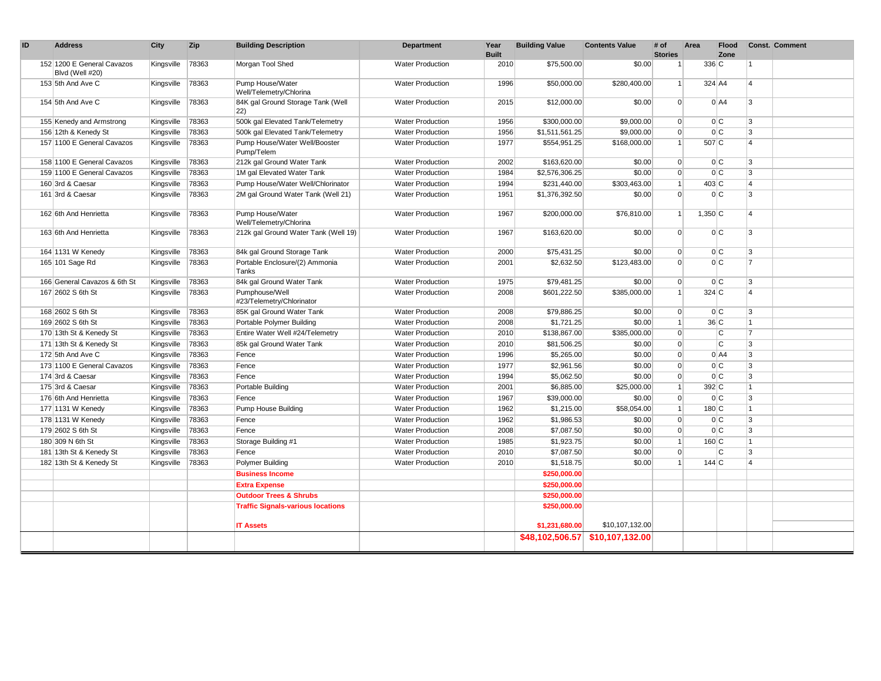| ID | Address | City | Zip | Building Description | Department | Year Built | Building Value | Contents Value | # of Stories | Area | Flood Zone | Const. | Comment |
|---|---|---|---|---|---|---|---|---|---|---|---|---|---|
| 152 | 1200 E General Cavazos Blvd (Well #20) | Kingsville | 78363 | Morgan Tool Shed | Water Production | 2010 | $75,500.00 | $0.00 | 1 | 336 | C | 1 | |
| 153 | 5th And Ave C | Kingsville | 78363 | Pump House/Water Well/Telemetry/Chlorina | Water Production | 1996 | $50,000.00 | $280,400.00 | 1 | 324 | A4 | 4 | |
| 154 | 5th And Ave C | Kingsville | 78363 | 84K gal Ground Storage Tank (Well 22) | Water Production | 2015 | $12,000.00 | $0.00 | 0 | 0 | A4 | 3 | |
| 155 | Kenedy and Armstrong | Kingsville | 78363 | 500k gal Elevated Tank/Telemetry | Water Production | 1956 | $300,000.00 | $9,000.00 | 0 | 0 | C | 3 | |
| 156 | 12th & Kenedy St | Kingsville | 78363 | 500k gal Elevated Tank/Telemetry | Water Production | 1956 | $1,511,561.25 | $9,000.00 | 0 | 0 | C | 3 | |
| 157 | 1100 E General Cavazos | Kingsville | 78363 | Pump House/Water Well/Booster Pump/Telem | Water Production | 1977 | $554,951.25 | $168,000.00 | 1 | 507 | C | 4 | |
| 158 | 1100 E General Cavazos | Kingsville | 78363 | 212k gal Ground Water Tank | Water Production | 2002 | $163,620.00 | $0.00 | 0 | 0 | C | 3 | |
| 159 | 1100 E General Cavazos | Kingsville | 78363 | 1M gal Elevated Water Tank | Water Production | 1984 | $2,576,306.25 | $0.00 | 0 | 0 | C | 3 | |
| 160 | 3rd & Caesar | Kingsville | 78363 | Pump House/Water Well/Chlorinator | Water Production | 1994 | $231,440.00 | $303,463.00 | 1 | 403 | C | 4 | |
| 161 | 3rd & Caesar | Kingsville | 78363 | 2M gal Ground Water Tank (Well 21) | Water Production | 1951 | $1,376,392.50 | $0.00 | 0 | 0 | C | 3 | |
| 162 | 6th And Henrietta | Kingsville | 78363 | Pump House/Water Well/Telemetry/Chlorina | Water Production | 1967 | $200,000.00 | $76,810.00 | 1 | 1,350 | C | 4 | |
| 163 | 6th And Henrietta | Kingsville | 78363 | 212k gal Ground Water Tank (Well 19) | Water Production | 1967 | $163,620.00 | $0.00 | 0 | 0 | C | 3 | |
| 164 | 1131 W Kenedy | Kingsville | 78363 | 84k gal Ground Storage Tank | Water Production | 2000 | $75,431.25 | $0.00 | 0 | 0 | C | 3 | |
| 165 | 101 Sage Rd | Kingsville | 78363 | Portable Enclosure/(2) Ammonia Tanks | Water Production | 2001 | $2,632.50 | $123,483.00 | 0 | 0 | C | 7 | |
| 166 | General Cavazos & 6th St | Kingsville | 78363 | 84k gal Ground Water Tank | Water Production | 1975 | $79,481.25 | $0.00 | 0 | 0 | C | 3 | |
| 167 | 2602 S 6th St | Kingsville | 78363 | Pumphouse/Well #23/Telemetry/Chlorinator | Water Production | 2008 | $601,222.50 | $385,000.00 | 1 | 324 | C | 4 | |
| 168 | 2602 S 6th St | Kingsville | 78363 | 85K gal Ground Water Tank | Water Production | 2008 | $79,886.25 | $0.00 | 0 | 0 | C | 3 | |
| 169 | 2602 S 6th St | Kingsville | 78363 | Portable Polymer Building | Water Production | 2008 | $1,721.25 | $0.00 | 1 | 36 | C | 1 | |
| 170 | 13th St & Kenedy St | Kingsville | 78363 | Entire Water Well #24/Telemetry | Water Production | 2010 | $138,867.00 | $385,000.00 | 0 | | C | 7 | |
| 171 | 13th St & Kenedy St | Kingsville | 78363 | 85k gal Ground Water Tank | Water Production | 2010 | $81,506.25 | $0.00 | 0 | | C | 3 | |
| 172 | 5th And Ave C | Kingsville | 78363 | Fence | Water Production | 1996 | $5,265.00 | $0.00 | 0 | 0 | A4 | 3 | |
| 173 | 1100 E General Cavazos | Kingsville | 78363 | Fence | Water Production | 1977 | $2,961.56 | $0.00 | 0 | 0 | C | 3 | |
| 174 | 3rd & Caesar | Kingsville | 78363 | Fence | Water Production | 1994 | $5,062.50 | $0.00 | 0 | 0 | C | 3 | |
| 175 | 3rd & Caesar | Kingsville | 78363 | Portable Building | Water Production | 2001 | $6,885.00 | $25,000.00 | 1 | 392 | C | 1 | |
| 176 | 6th And Henrietta | Kingsville | 78363 | Fence | Water Production | 1967 | $39,000.00 | $0.00 | 0 | 0 | C | 3 | |
| 177 | 1131 W Kenedy | Kingsville | 78363 | Pump House Building | Water Production | 1962 | $1,215.00 | $58,054.00 | 1 | 180 | C | 1 | |
| 178 | 1131 W Kenedy | Kingsville | 78363 | Fence | Water Production | 1962 | $1,986.53 | $0.00 | 0 | 0 | C | 3 | |
| 179 | 2602 S 6th St | Kingsville | 78363 | Fence | Water Production | 2008 | $7,087.50 | $0.00 | 0 | 0 | C | 3 | |
| 180 | 309 N 6th St | Kingsville | 78363 | Storage Building #1 | Water Production | 1985 | $1,923.75 | $0.00 | 1 | 160 | C | 1 | |
| 181 | 13th St & Kenedy St | Kingsville | 78363 | Fence | Water Production | 2010 | $7,087.50 | $0.00 | 0 | | C | 3 | |
| 182 | 13th St & Kenedy St | Kingsville | 78363 | Polymer Building | Water Production | 2010 | $1,518.75 | $0.00 | 1 | 144 | C | 4 | |
| | | | | **Business Income** | | | **$250,000.00** | | | | | | |
| | | | | **Extra Expense** | | | **$250,000.00** | | | | | | |
| | | | | **Outdoor Trees & Shrubs** | | | **$250,000.00** | | | | | | |
| | | | | **Traffic Signals-various locations** | | | **$250,000.00** | | | | | | |
| | | | | **IT Assets** | | | **$1,231,680.00** | $10,107,132.00 | | | | | |
| | | | | | | | **$48,102,506.57** | **$10,107,132.00** | | | | | |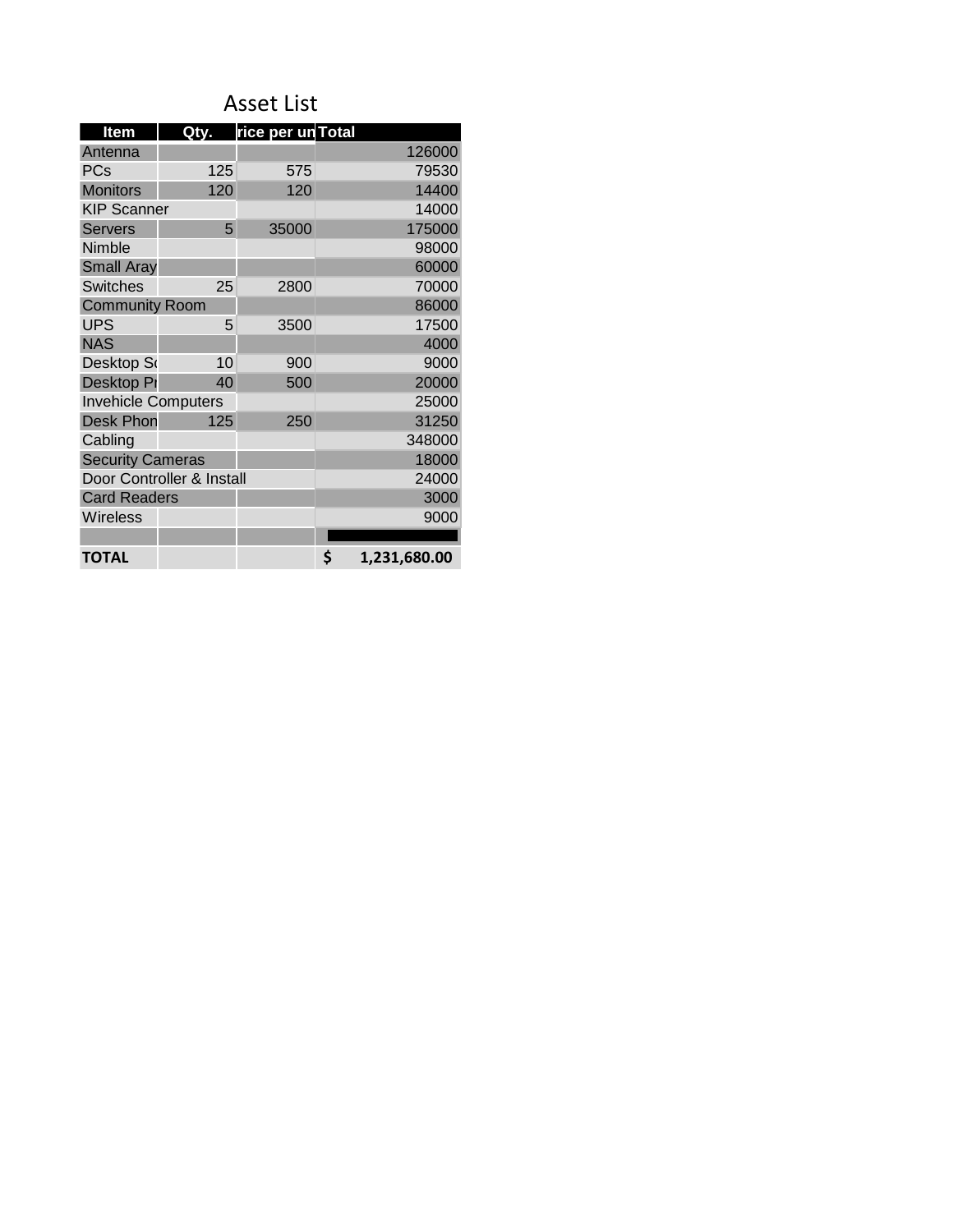# Asset List

| Item | Qty. | rice per un | Total |
|---|---|---|---|
| Antenna | | | 126000 |
| PCs | 125 | 575 | 79530 |
| Monitors | 120 | 120 | 14400 |
| KIP Scanner | | | 14000 |
| Servers | 5 | 35000 | 175000 |
| Nimble | | | 98000 |
| Small Aray | | | 60000 |
| Switches | 25 | 2800 | 70000 |
| Community Room | | | 86000 |
| UPS | 5 | 3500 | 17500 |
| NAS | | | 4000 |
| Desktop Sc | 10 | 900 | 9000 |
| Desktop Pr | 40 | 500 | 20000 |
| Invehicle Computers | | | 25000 |
| Desk Phon | 125 | 250 | 31250 |
| Cabling | | | 348000 |
| Security Cameras | | | 18000 |
| Door Controller & Install | | | 24000 |
| Card Readers | | | 3000 |
| Wireless | | | 9000 |
| | | | |
| **TOTAL** | | | **$ 1,231,680.00** |